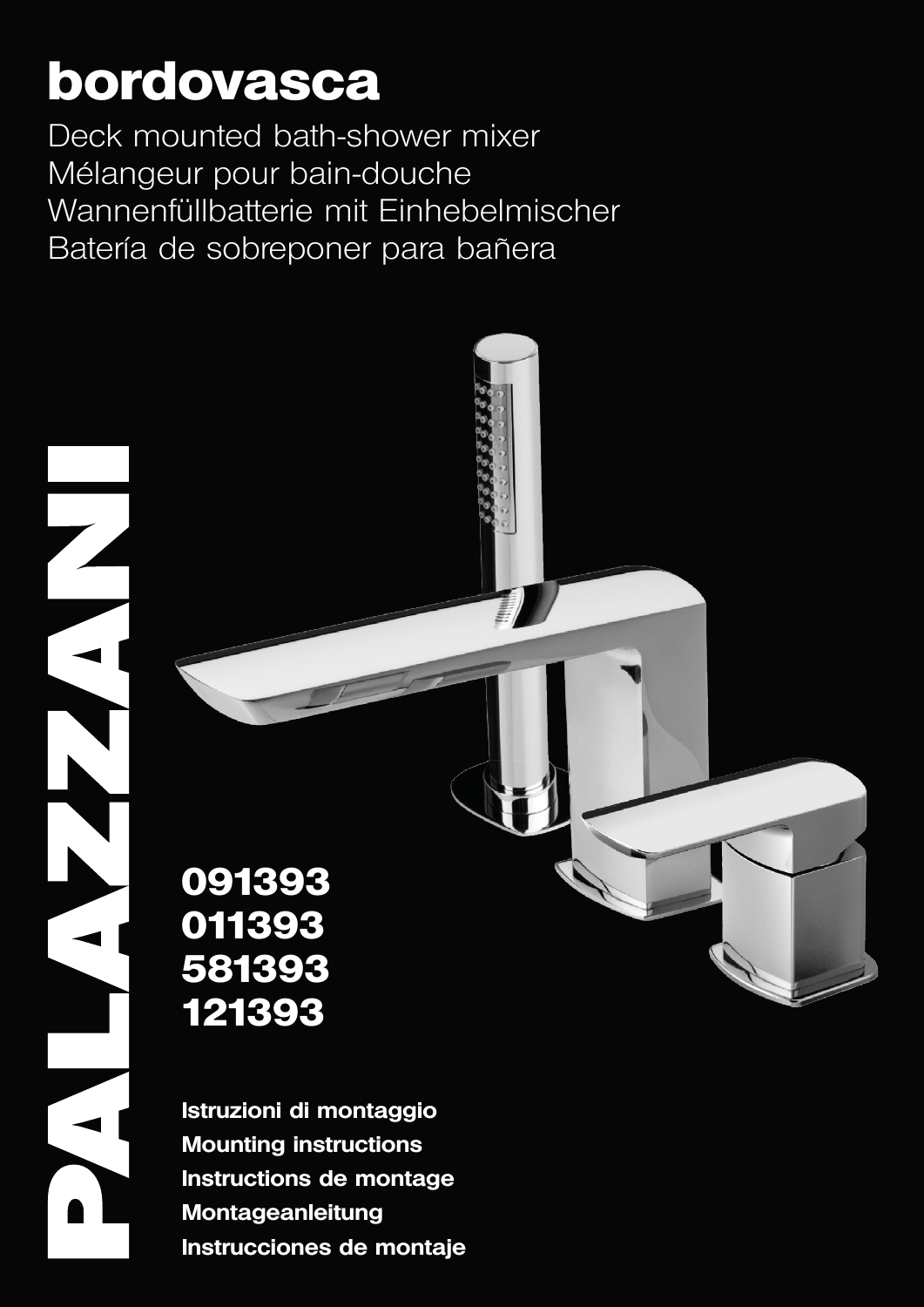# bordovasca

Deck mounted bath-shower mixer
Mélangeur pour bain-douche
Wannenfüllbatterie mit Einhebelmischer
Batería de sobreponer para bañera

PALAZZANI

**091393**
**011393**
**581393**
**121393**

**Istruzioni di montaggio**
**Mounting instructions**
**Instructions de montage**
**Montageanleitung**
**Instrucciones de montaje**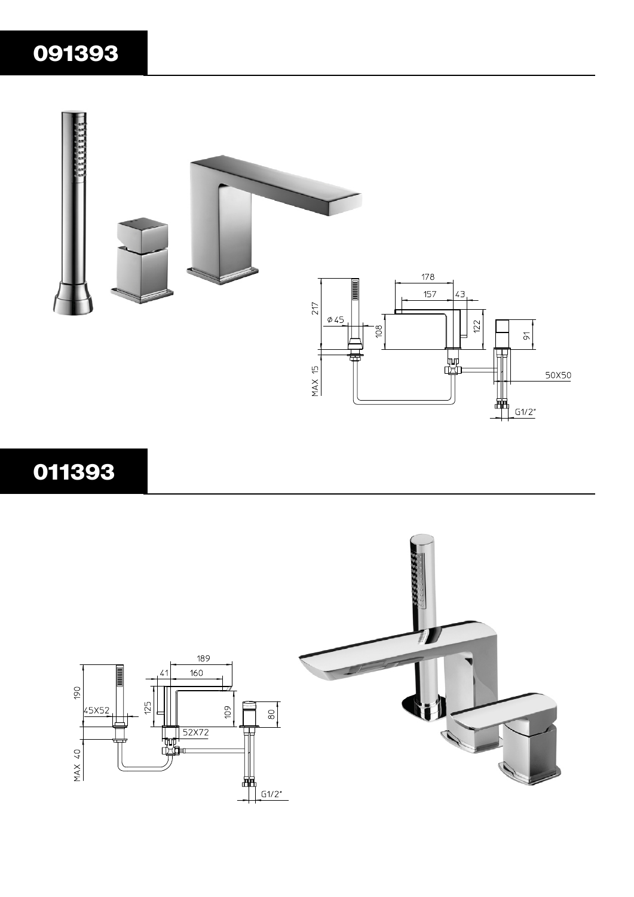# 091393

# 011393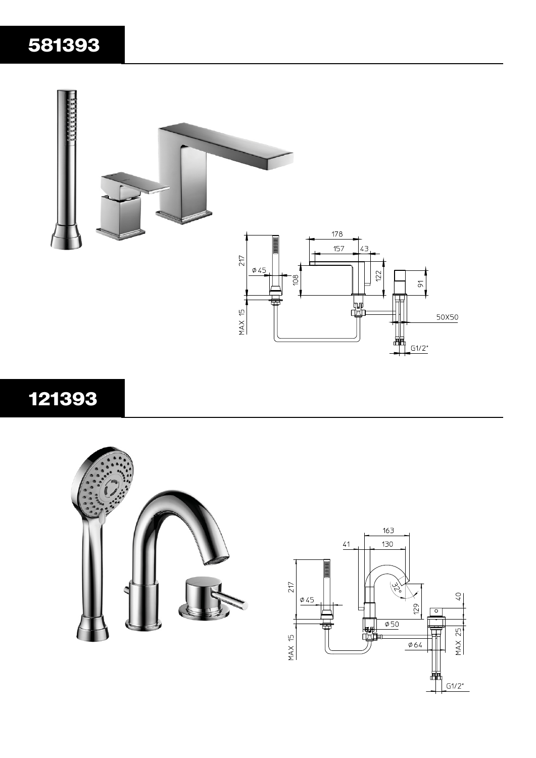# 581393

# 121393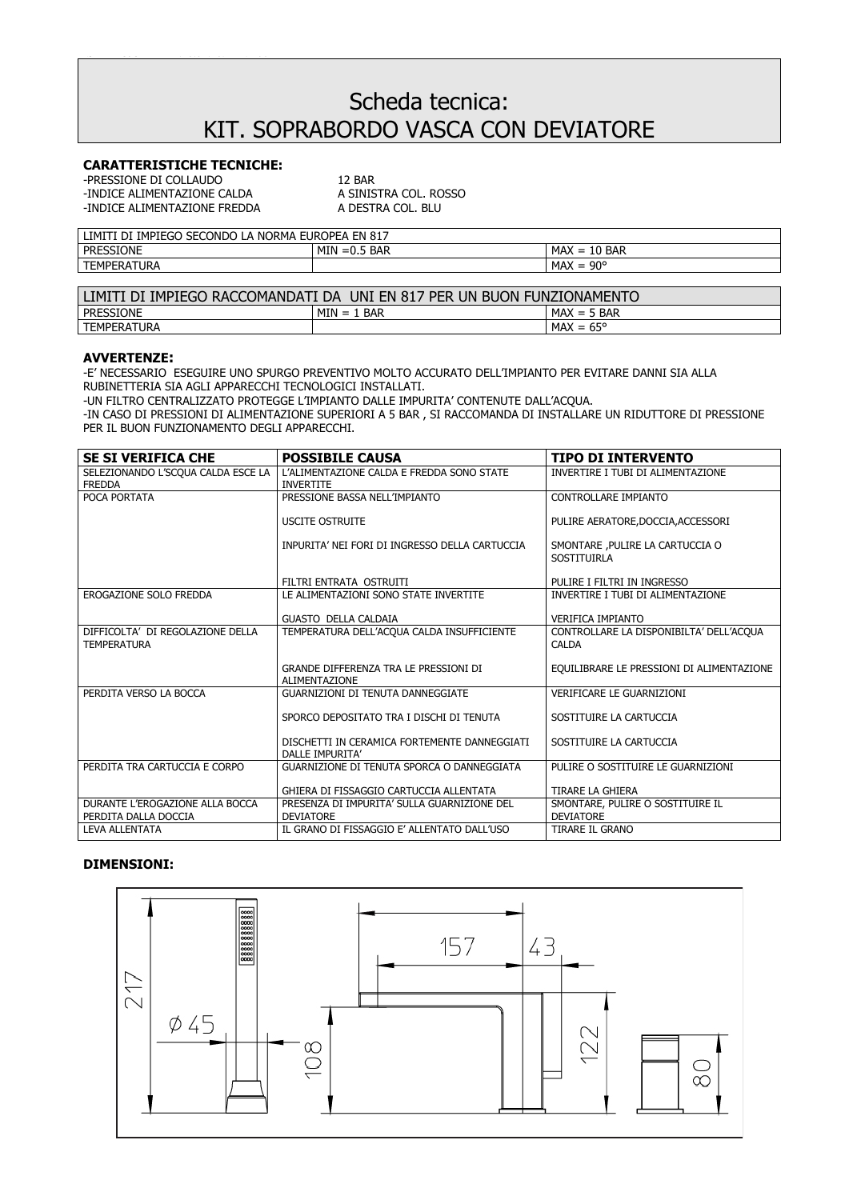# Scheda tecnica: KIT. SOPRABORDO VASCA CON DEVIATORE

**CARATTERISTICHE TECNICHE:**

-PRESSIONE DI COLLAUDO 12 BAR
-INDICE ALIMENTAZIONE CALDA A SINISTRA COL. ROSSO
-INDICE ALIMENTAZIONE FREDDA A DESTRA COL. BLU

| LIMITI DI IMPIEGO SECONDO LA NORMA EUROPEA EN 817 | | |
|---|---|---|
| PRESSIONE | MIN =0.5 BAR | MAX = 10 BAR |
| TEMPERATURA | | MAX = 90° |

| LIMITI DI IMPIEGO RACCOMANDATI DA UNI EN 817 PER UN BUON FUNZIONAMENTO | | |
|---|---|---|
| PRESSIONE | MIN = 1 BAR | MAX = 5 BAR |
| TEMPERATURA | | MAX = 65° |

**AVVERTENZE:**

-E' NECESSARIO ESEGUIRE UNO SPURGO PREVENTIVO MOLTO ACCURATO DELL'IMPIANTO PER EVITARE DANNI SIA ALLA RUBINETTERIA SIA AGLI APPARECCHI TECNOLOGICI INSTALLATI.
-UN FILTRO CENTRALIZZATO PROTEGGE L'IMPIANTO DALLE IMPURITA' CONTENUTE DALL'ACQUA.
-IN CASO DI PRESSIONI DI ALIMENTAZIONE SUPERIORI A 5 BAR , SI RACCOMANDA DI INSTALLARE UN RIDUTTORE DI PRESSIONE PER IL BUON FUNZIONAMENTO DEGLI APPARECCHI.

| SE SI VERIFICA CHE | POSSIBILE CAUSA | TIPO DI INTERVENTO |
|---|---|---|
| SELEZIONANDO L'SCQUA CALDA ESCE LA FREDDA | L'ALIMENTAZIONE CALDA E FREDDA SONO STATE INVERTITE | INVERTIRE I TUBI DI ALIMENTAZIONE |
| POCA PORTATA | PRESSIONE BASSA NELL'IMPIANTO | CONTROLLARE IMPIANTO |
| | USCITE OSTRUITE | PULIRE AERATORE,DOCCIA,ACCESSORI |
| | INPURITA' NEI FORI DI INGRESSO DELLA CARTUCCIA | SMONTARE ,PULIRE LA CARTUCCIA O SOSTITUIRLA |
| | FILTRI ENTRATA OSTRUITI | PULIRE I FILTRI IN INGRESSO |
| EROGAZIONE SOLO FREDDA | LE ALIMENTAZIONI SONO STATE INVERTITE | INVERTIRE I TUBI DI ALIMENTAZIONE |
| | GUASTO DELLA CALDAIA | VERIFICA IMPIANTO |
| DIFFICOLTA' DI REGOLAZIONE DELLA TEMPERATURA | TEMPERATURA DELL'ACQUA CALDA INSUFFICIENTE | CONTROLLARE LA DISPONIBILTA' DELL'ACQUA CALDA |
| | GRANDE DIFFERENZA TRA LE PRESSIONI DI ALIMENTAZIONE | EQUILIBRARE LE PRESSIONI DI ALIMENTAZIONE |
| PERDITA VERSO LA BOCCA | GUARNIZIONI DI TENUTA DANNEGGIATE | VERIFICARE LE GUARNIZIONI |
| | SPORCO DEPOSITATO TRA I DISCHI DI TENUTA | SOSTITUIRE LA CARTUCCIA |
| | DISCHETTI IN CERAMICA FORTEMENTE DANNEGGIATI DALLE IMPURITA' | SOSTITUIRE LA CARTUCCIA |
| PERDITA TRA CARTUCCIA E CORPO | GUARNIZIONE DI TENUTA SPORCA O DANNEGGIATA | PULIRE O SOSTITUIRE LE GUARNIZIONI |
| | GHIERA DI FISSAGGIO CARTUCCIA ALLENTATA | TIRARE LA GHIERA |
| DURANTE L'EROGAZIONE ALLA BOCCA PERDITA DALLA DOCCIA | PRESENZA DI IMPURITA' SULLA GUARNIZIONE DEL DEVIATORE | SMONTARE, PULIRE O SOSTITUIRE IL DEVIATORE |
| LEVA ALLENTATA | IL GRANO DI FISSAGGIO E' ALLENTATO DALL'USO | TIRARE IL GRANO |

**DIMENSIONI:**

217 Ø 45 108 157 43 122 80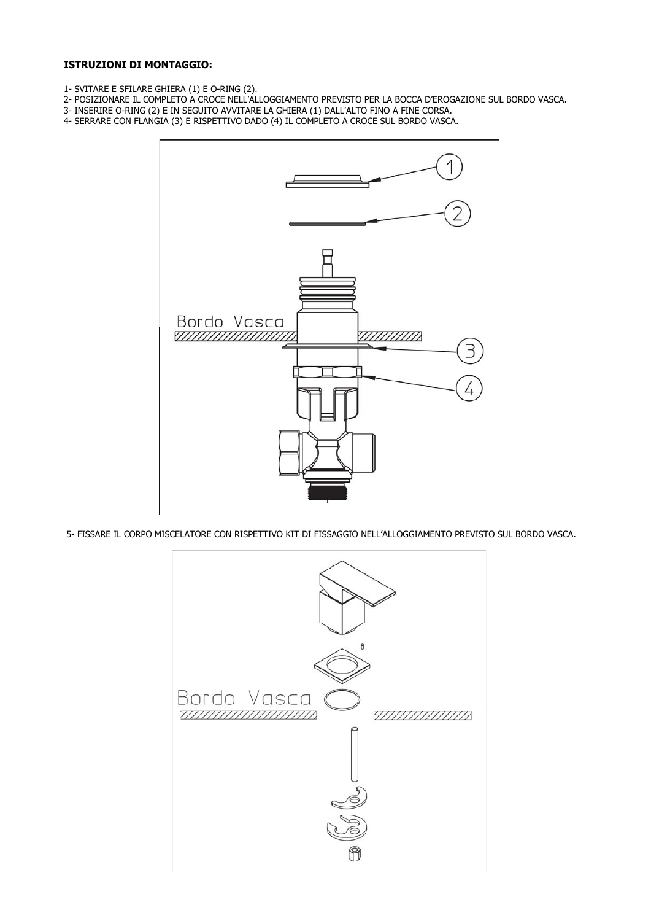**ISTRUZIONI DI MONTAGGIO:**

1- SVITARE E SFILARE GHIERA (1) E O-RING (2).
2- POSIZIONARE IL COMPLETO A CROCE NELL'ALLOGGIAMENTO PREVISTO PER LA BOCCA D'EROGAZIONE SUL BORDO VASCA.
3- INSERIRE O-RING (2) E IN SEGUITO AVVITARE LA GHIERA (1) DALL'ALTO FINO A FINE CORSA.
4- SERRARE CON FLANGIA (3) E RISPETTIVO DADO (4) IL COMPLETO A CROCE SUL BORDO VASCA.

5- FISSARE IL CORPO MISCELATORE CON RISPETTIVO KIT DI FISSAGGIO NELL'ALLOGGIAMENTO PREVISTO SUL BORDO VASCA.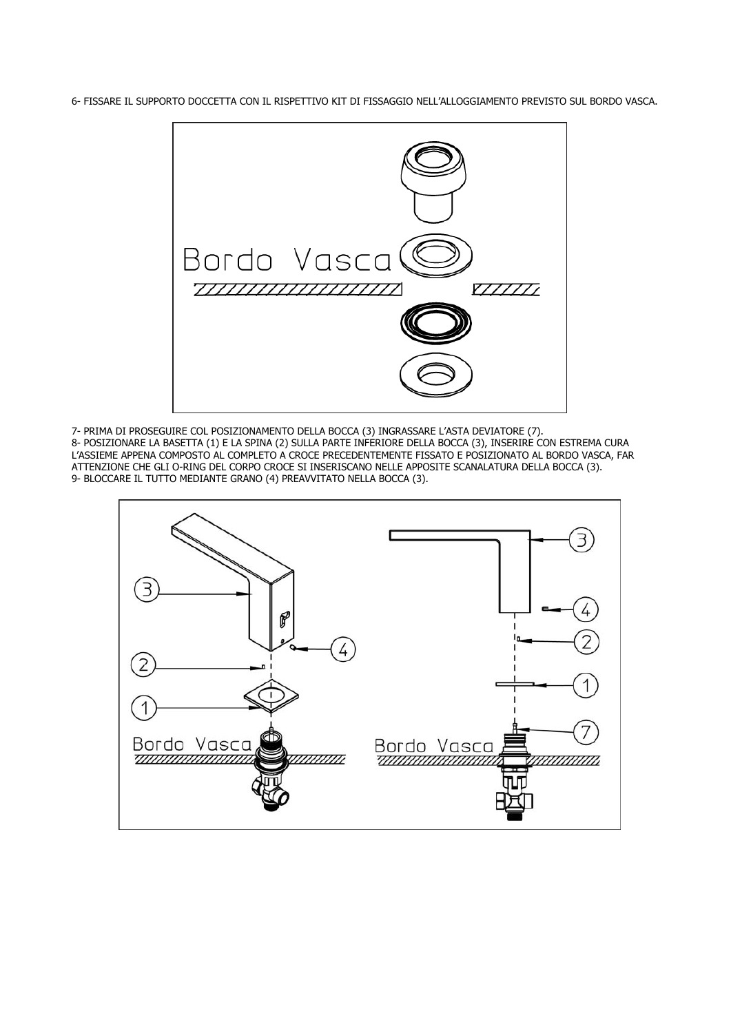6- FISSARE IL SUPPORTO DOCCETTA CON IL RISPETTIVO KIT DI FISSAGGIO NELL'ALLOGGIAMENTO PREVISTO SUL BORDO VASCA.

7- PRIMA DI PROSEGUIRE COL POSIZIONAMENTO DELLA BOCCA (3) INGRASSARE L'ASTA DEVIATORE (7).

8- POSIZIONARE LA BASETTA (1) E LA SPINA (2) SULLA PARTE INFERIORE DELLA BOCCA (3), INSERIRE CON ESTREMA CURA L'ASSIEME APPENA COMPOSTO AL COMPLETO A CROCE PRECEDENTEMENTE FISSATO E POSIZIONATO AL BORDO VASCA, FAR ATTENZIONE CHE GLI O-RING DEL CORPO CROCE SI INSERISCANO NELLE APPOSITE SCANALATURA DELLA BOCCA (3).

9- BLOCCARE IL TUTTO MEDIANTE GRANO (4) PREAVVITATO NELLA BOCCA (3).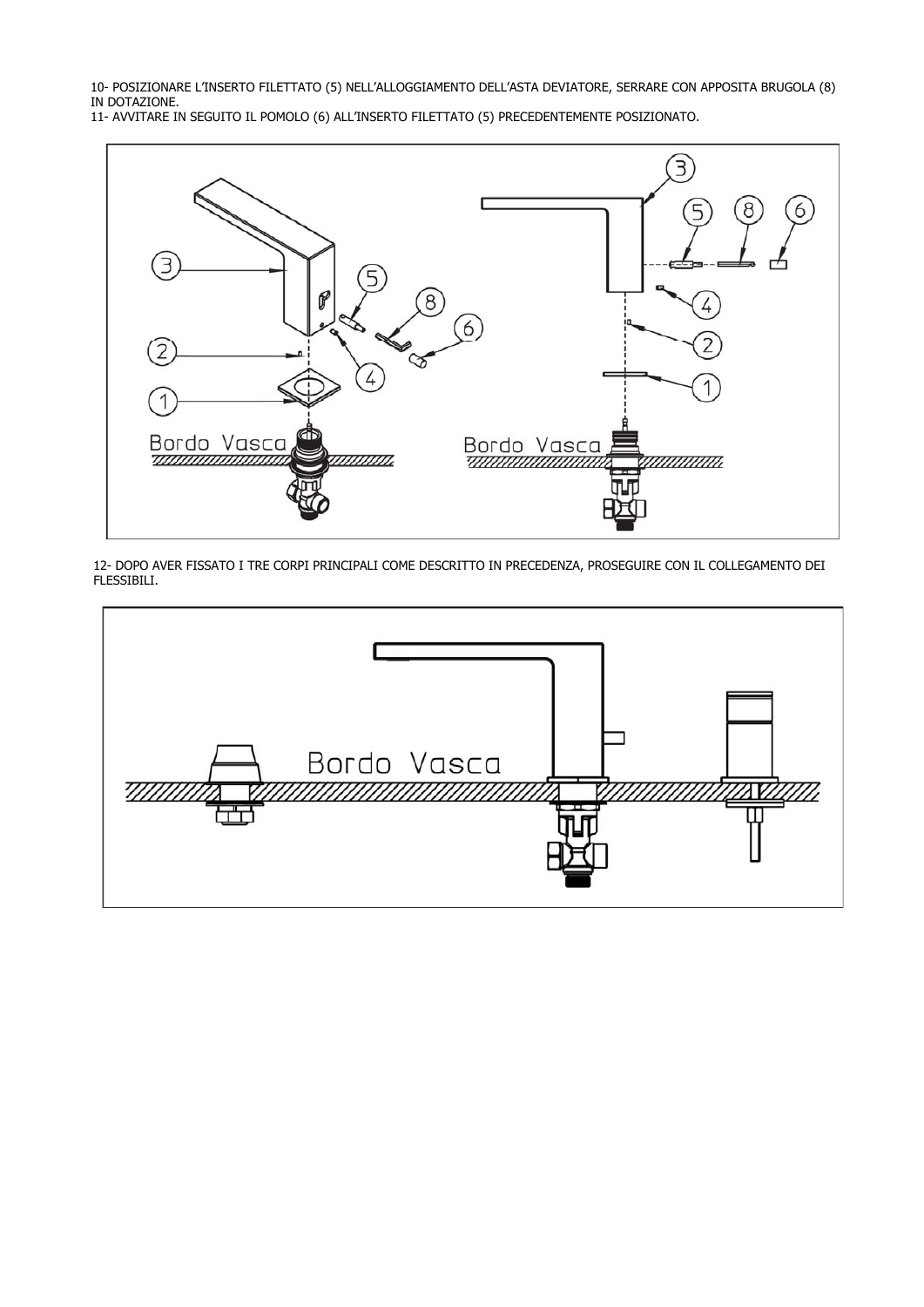10- POSIZIONARE L'INSERTO FILETTATO (5) NELL'ALLOGGIAMENTO DELL'ASTA DEVIATORE, SERRARE CON APPOSITA BRUGOLA (8) IN DOTAZIONE.

11- AVVITARE IN SEGUITO IL POMOLO (6) ALL'INSERTO FILETTATO (5) PRECEDENTEMENTE POSIZIONATO.

12- DOPO AVER FISSATO I TRE CORPI PRINCIPALI COME DESCRITTO IN PRECEDENZA, PROSEGUIRE CON IL COLLEGAMENTO DEI FLESSIBILI.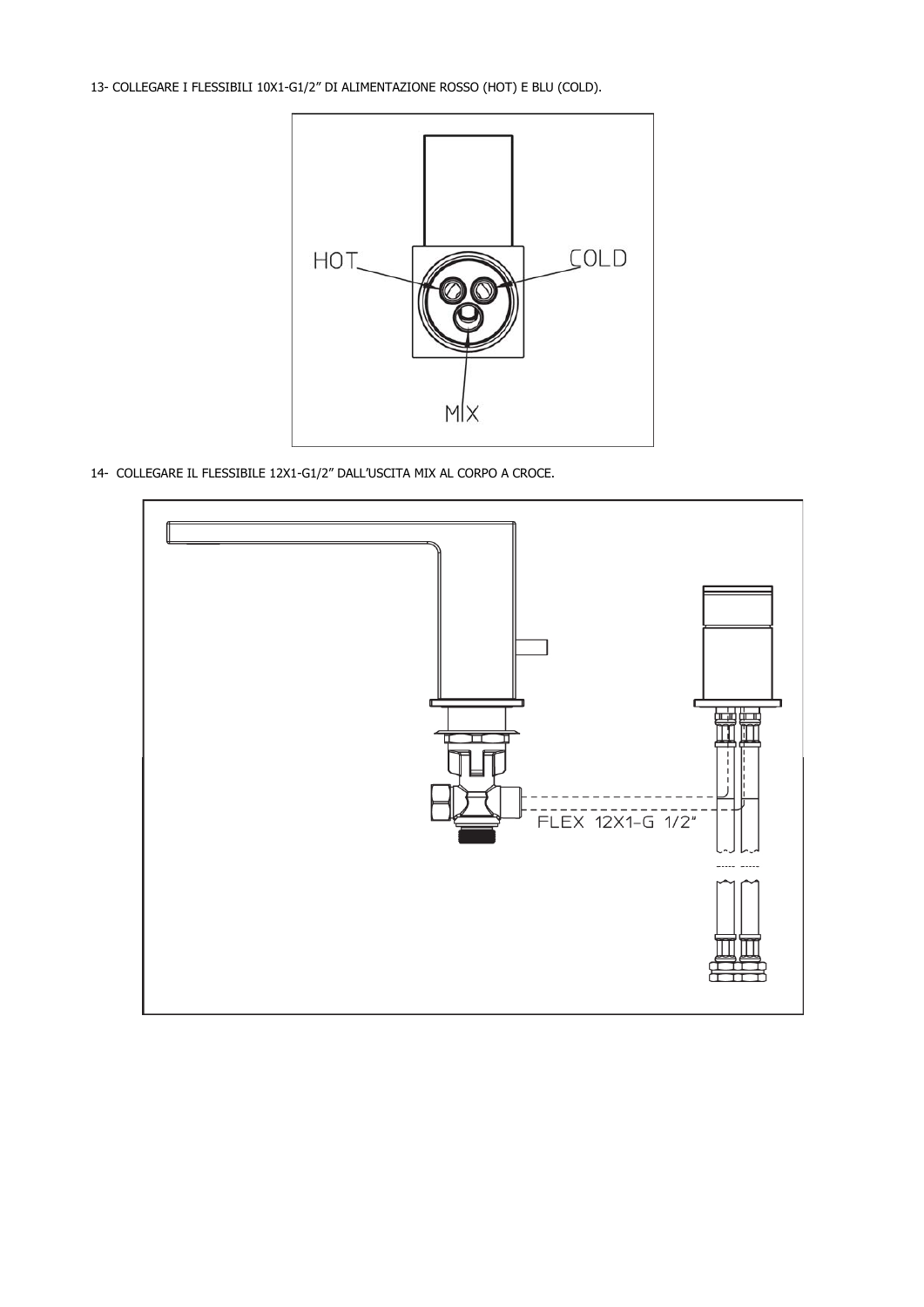13- COLLEGARE I FLESSIBILI 10X1-G1/2” DI ALIMENTAZIONE ROSSO (HOT) E BLU (COLD).

HOT COLD MIX

14- COLLEGARE IL FLESSIBILE 12X1-G1/2” DALL’USCITA MIX AL CORPO A CROCE.

FLEX 12X1-G 1/2"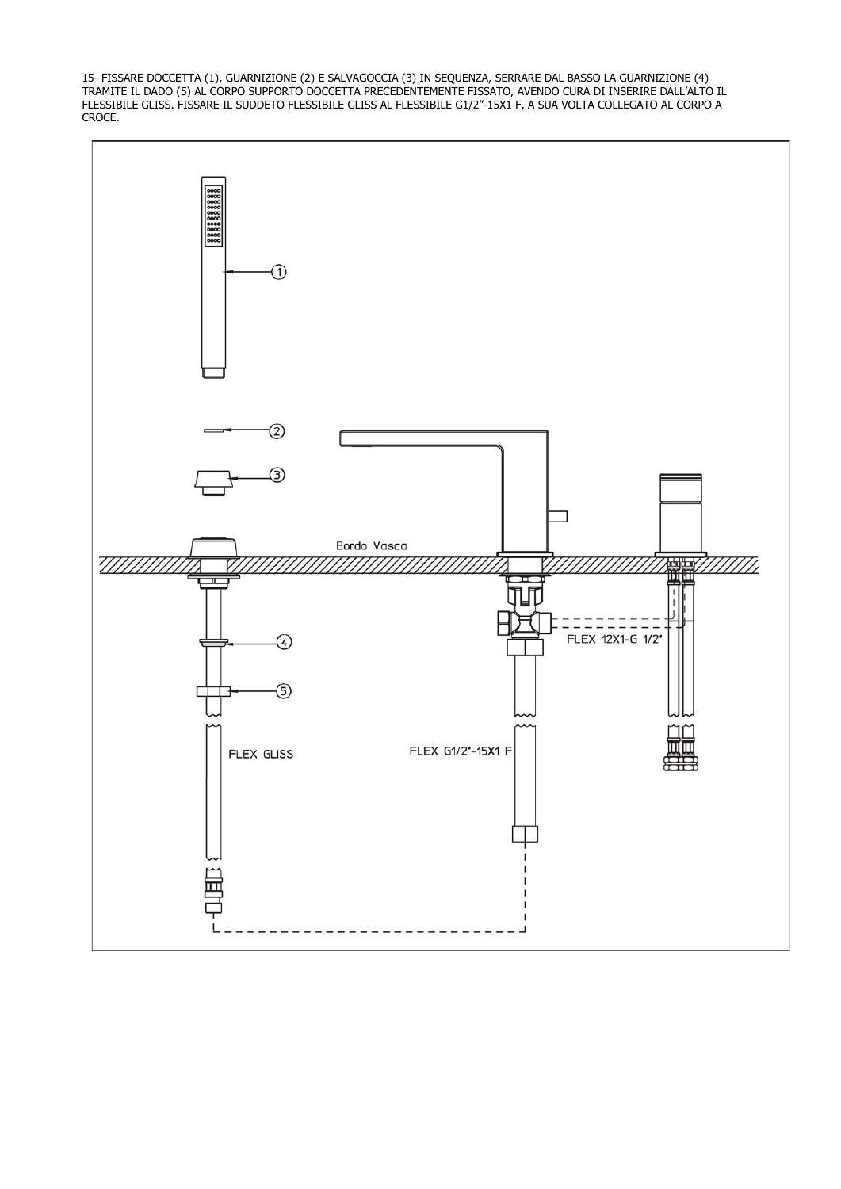15- FISSARE DOCCETTA (1), GUARNIZIONE (2) E SALVAGOCCIA (3) IN SEQUENZA, SERRARE DAL BASSO LA GUARNIZIONE (4) TRAMITE IL DADO (5) AL CORPO SUPPORTO DOCCETTA PRECEDENTEMENTE FISSATO, AVENDO CURA DI INSERIRE DALL'ALTO IL FLESSIBILE GLISS. FISSARE IL SUDDETO FLESSIBILE GLISS AL FLESSIBILE G1/2"-15X1 F, A SUA VOLTA COLLEGATO AL CORPO A CROCE.

1

2

3

Bordo Vasca

4

FLEX 12X1-G 1/2"

5

FLEX GLISS

FLEX G1/2"-15X1 F